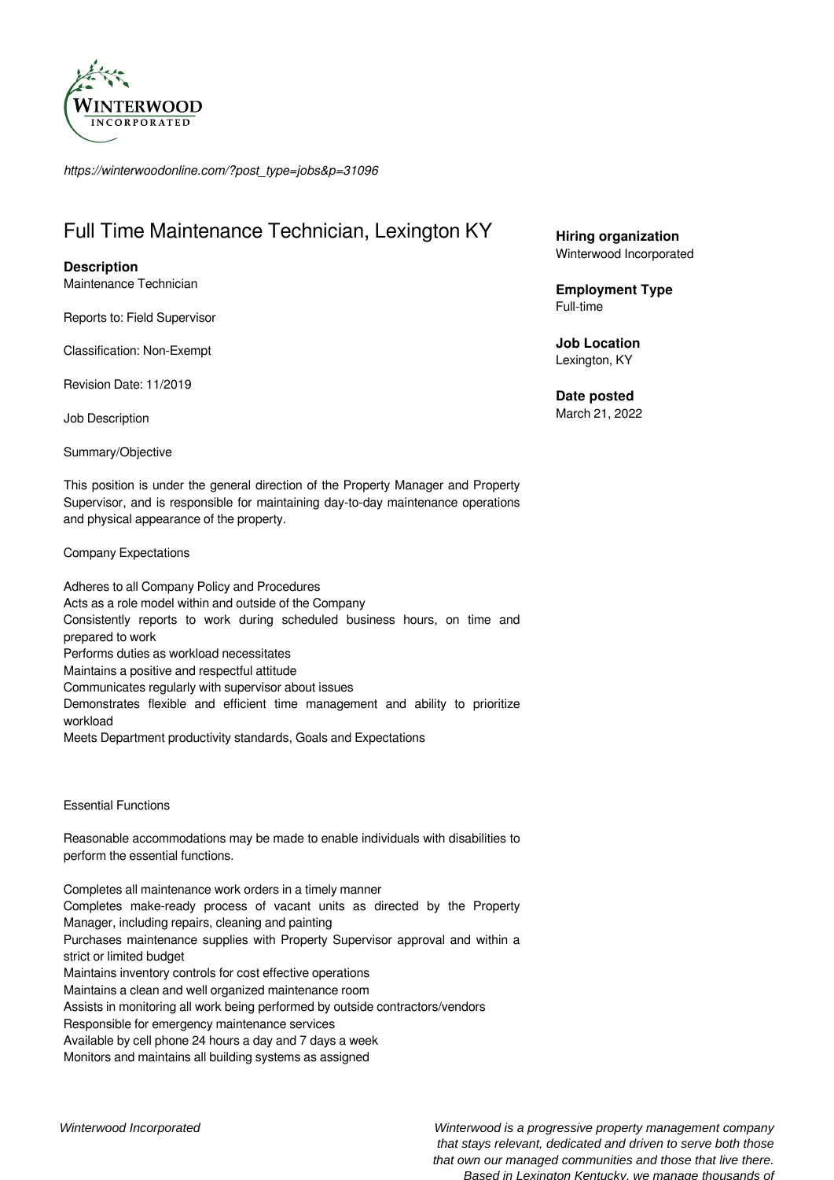https://winterwoodonline.com/?post_type=jobs&p=31096

# Full Time Maintenance Technician, Lexington KY

**Hiring organization**
Winterwood Incorporated

**Employment Type**
Full-time

**Job Location**
Lexington, KY

**Date posted**
March 21, 2022

**Description**

Maintenance Technician

Reports to: Field Supervisor

Classification: Non-Exempt

Revision Date: 11/2019

Job Description

Summary/Objective

This position is under the general direction of the Property Manager and Property Supervisor, and is responsible for maintaining day-to-day maintenance operations and physical appearance of the property.

Company Expectations

Adheres to all Company Policy and Procedures
Acts as a role model within and outside of the Company
Consistently reports to work during scheduled business hours, on time and prepared to work
Performs duties as workload necessitates
Maintains a positive and respectful attitude
Communicates regularly with supervisor about issues
Demonstrates flexible and efficient time management and ability to prioritize workload
Meets Department productivity standards, Goals and Expectations

Essential Functions

Reasonable accommodations may be made to enable individuals with disabilities to perform the essential functions.

Completes all maintenance work orders in a timely manner
Completes make-ready process of vacant units as directed by the Property Manager, including repairs, cleaning and painting
Purchases maintenance supplies with Property Supervisor approval and within a strict or limited budget
Maintains inventory controls for cost effective operations
Maintains a clean and well organized maintenance room
Assists in monitoring all work being performed by outside contractors/vendors
Responsible for emergency maintenance services
Available by cell phone 24 hours a day and 7 days a week
Monitors and maintains all building systems as assigned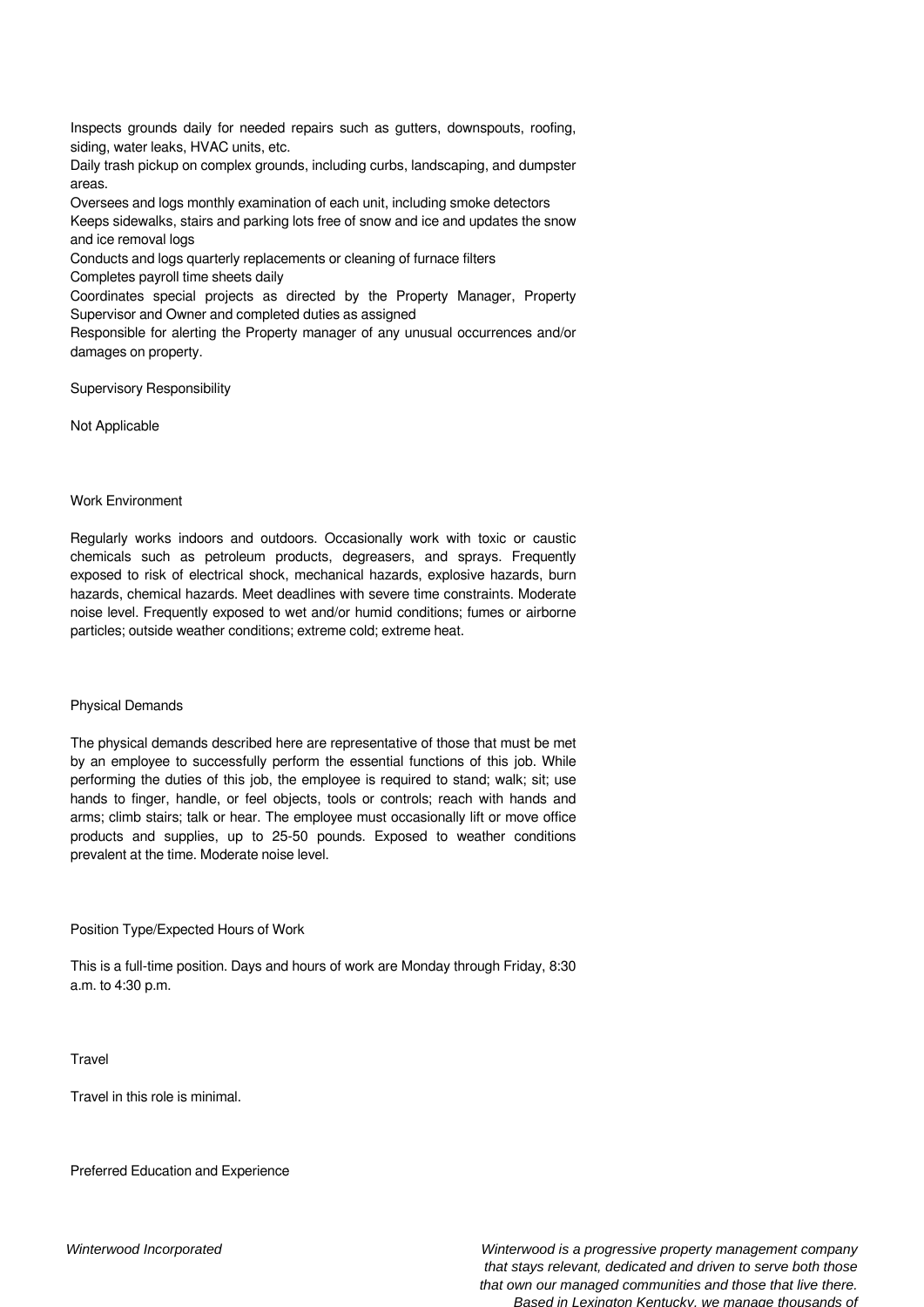Inspects grounds daily for needed repairs such as gutters, downspouts, roofing, siding, water leaks, HVAC units, etc.
Daily trash pickup on complex grounds, including curbs, landscaping, and dumpster areas.
Oversees and logs monthly examination of each unit, including smoke detectors
Keeps sidewalks, stairs and parking lots free of snow and ice and updates the snow and ice removal logs
Conducts and logs quarterly replacements or cleaning of furnace filters
Completes payroll time sheets daily
Coordinates special projects as directed by the Property Manager, Property Supervisor and Owner and completed duties as assigned
Responsible for alerting the Property manager of any unusual occurrences and/or damages on property.

## Supervisory Responsibility

Not Applicable

## Work Environment

Regularly works indoors and outdoors. Occasionally work with toxic or caustic chemicals such as petroleum products, degreasers, and sprays. Frequently exposed to risk of electrical shock, mechanical hazards, explosive hazards, burn hazards, chemical hazards. Meet deadlines with severe time constraints. Moderate noise level. Frequently exposed to wet and/or humid conditions; fumes or airborne particles; outside weather conditions; extreme cold; extreme heat.

## Physical Demands

The physical demands described here are representative of those that must be met by an employee to successfully perform the essential functions of this job. While performing the duties of this job, the employee is required to stand; walk; sit; use hands to finger, handle, or feel objects, tools or controls; reach with hands and arms; climb stairs; talk or hear. The employee must occasionally lift or move office products and supplies, up to 25-50 pounds. Exposed to weather conditions prevalent at the time. Moderate noise level.

## Position Type/Expected Hours of Work

This is a full-time position. Days and hours of work are Monday through Friday, 8:30 a.m. to 4:30 p.m.

## Travel

Travel in this role is minimal.

## Preferred Education and Experience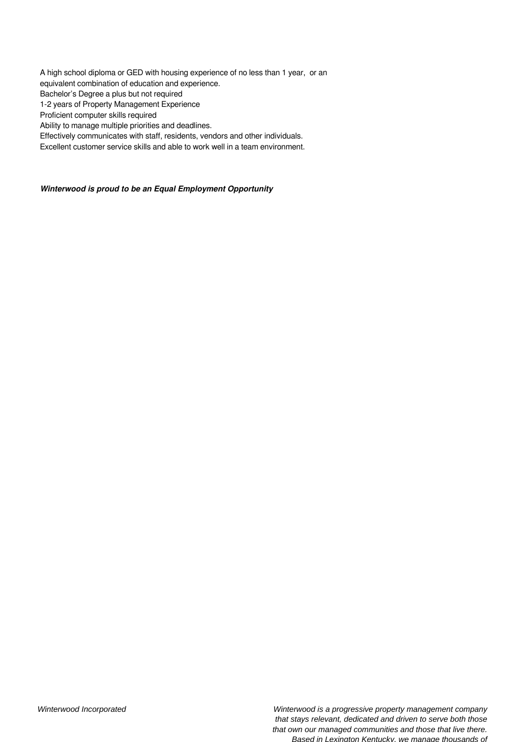A high school diploma or GED with housing experience of no less than 1 year, or an equivalent combination of education and experience.
Bachelor's Degree a plus but not required
1-2 years of Property Management Experience
Proficient computer skills required
Ability to manage multiple priorities and deadlines.
Effectively communicates with staff, residents, vendors and other individuals.
Excellent customer service skills and able to work well in a team environment.

***Winterwood is proud to be an Equal Employment Opportunity***